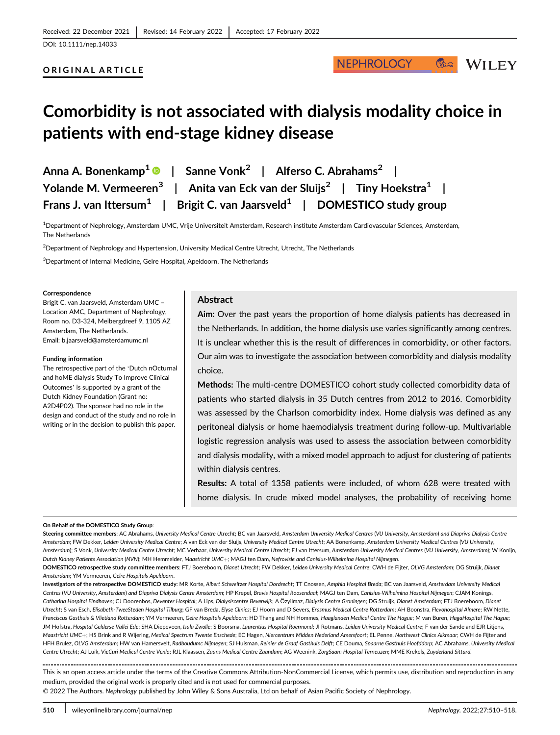Received: 22 December 2021 | Revised: 14 February 2022 | Accepted: 17 February 2022

DOI: 10.1111/nep.14033

**ORIGINAL ARTICLE**

# Comorbidity is not associated with dialysis modality choice in patients with end-stage kidney disease

**Anna A. Bonenkamp[1] | Sanne Vonk[2] | Alferso C. Abrahams[2] | Yolande M. Vermeeren[3] | Anita van Eck van der Sluijs[2] | Tiny Hoekstra[1] | Frans J. van Ittersum[1] | Brigit C. van Jaarsveld[1] | DOMESTICO study group**

[1]Department of Nephrology, Amsterdam UMC, Vrije Universiteit Amsterdam, Research institute Amsterdam Cardiovascular Sciences, Amsterdam, The Netherlands

[2]Department of Nephrology and Hypertension, University Medical Centre Utrecht, Utrecht, The Netherlands

[3]Department of Internal Medicine, Gelre Hospital, Apeldoorn, The Netherlands

**Correspondence**
Brigit C. van Jaarsveld, Amsterdam UMC – Location AMC, Department of Nephrology, Room no. D3-324, Meibergdreef 9, 1105 AZ Amsterdam, The Netherlands.
Email: b.jaarsveld@amsterdamumc.nl

**Funding information**
The retrospective part of the 'Dutch nOcturnal and hoME dialysis Study To Improve Clinical Outcomes' is supported by a grant of the Dutch Kidney Foundation (Grant no: A2D4P02). The sponsor had no role in the design and conduct of the study and no role in writing or in the decision to publish this paper.

## Abstract

**Aim:** Over the past years the proportion of home dialysis patients has decreased in the Netherlands. In addition, the home dialysis use varies significantly among centres. It is unclear whether this is the result of differences in comorbidity, or other factors. Our aim was to investigate the association between comorbidity and dialysis modality choice.

**Methods:** The multi-centre DOMESTICO cohort study collected comorbidity data of patients who started dialysis in 35 Dutch centres from 2012 to 2016. Comorbidity was assessed by the Charlson comorbidity index. Home dialysis was defined as any peritoneal dialysis or home haemodialysis treatment during follow-up. Multivariable logistic regression analysis was used to assess the association between comorbidity and dialysis modality, with a mixed model approach to adjust for clustering of patients within dialysis centres.

**Results:** A total of 1358 patients were included, of whom 628 were treated with home dialysis. In crude mixed model analyses, the probability of receiving home

---

**On Behalf of the DOMESTICO Study Group**:

**Steering committee members**: AC Abrahams, *University Medical Centre Utrecht*; BC van Jaarsveld, *Amsterdam University Medical Centres (VU University, Amsterdam) and Diapriva Dialysis Centre Amsterdam*; FW Dekker, *Leiden University Medical Centre*; A van Eck van der Sluijs, *University Medical Centre Utrecht*; AA Bonenkamp, *Amsterdam University Medical Centres (VU University, Amsterdam)*; S Vonk, *University Medical Centre Utrecht*; MC Verhaar, *University Medical Centre Utrecht*; FJ van Ittersum, *Amsterdam University Medical Centres (VU University, Amsterdam)*; W Konijn, *Dutch Kidney Patients Association (NVN)*; MH Hemmelder, *Maastricht UMC+*; MAGJ ten Dam, *Nefrovisie and Canisius-Wilhelmina Hospital Nijmegen*.

**DOMESTICO retrospective study committee members**: FTJ Boereboom, *Dianet Utrecht*; FW Dekker, *Leiden University Medical Centre*; CWH de Fijter, *OLVG Amsterdam*; DG Struijk, *Dianet Amsterdam*; YM Vermeeren, *Gelre Hospitals Apeldoorn*.

**Investigators of the retrospective DOMESTICO study**: MR Korte, *Albert Schweitzer Hospital Dordrecht*; TT Cnossen, *Amphia Hospital Breda*; BC van Jaarsveld, *Amsterdam University Medical Centres (VU University, Amsterdam) and Diapriva Dialysis Centre Amsterdam*; HP Krepel, *Bravis Hospital Roosendaal*; MAGJ ten Dam, *Canisius-Wilhelmina Hospital Nijmegen*; CJAM Konings, *Catharina Hospital Eindhoven*; CJ Doorenbos, *Deventer Hospital*; A Lips, *Dialysiscentre Beverwijk*; A Özyilmaz, *Dialysis Centre Groningen*; DG Struijk, *Dianet Amsterdam*; FTJ Boereboom, *Dianet Utrecht*; S van Esch, *Elisabeth-TweeSteden Hospital Tilburg*; GF van Breda, *Elyse Clinics*; EJ Hoorn and D Severs, *Erasmus Medical Centre Rotterdam*; AH Boonstra, *Flevohospital Almere*; RW Nette, *Franciscus Gasthuis & Vlietland Rotterdam*; YM Vermeeren, *Gelre Hospitals Apeldoorn*; HD Thang and NH Hommes, *Haaglanden Medical Centre The Hague*; M van Buren, *HagaHospital The Hague*; JM Hofstra, *Hospital Gelderse Vallei Ede*; SHA Diepeveen, *Isala Zwolle*; S Boorsma, *Laurentius Hospital Roermond*; JI Rotmans, *Leiden University Medical Centre*; F van der Sande and EJR Litjens, *Maastricht UMC+*; HS Brink and R Wijering, *Medical Spectrum Twente Enschede*; EC Hagen, *Niercentrum Midden Nederland Amersfoort*; EL Penne, *Northwest Clinics Alkmaar*; CWH de Fijter and HFH Brulez, *OLVG Amsterdam*; HW van Hamersvelt, *Radboudumc Nijmegen*; SJ Huisman, *Reinier de Graaf Gasthuis Delft*; CE Douma, *Spaarne Gasthuis Hoofddorp*; AC Abrahams, *University Medical Centre Utrecht*; AJ Luik, *VieCuri Medical Centre Venlo*; RJL Klaassen, *Zaans Medical Centre Zaandam*; AG Weenink, *ZorgSaam Hospital Terneuzen*; MME Krekels, *Zuyderland Sittard*.

This is an open access article under the terms of the Creative Commons Attribution-NonCommercial License, which permits use, distribution and reproduction in any medium, provided the original work is properly cited and is not used for commercial purposes.
© 2022 The Authors. *Nephrology* published by John Wiley & Sons Australia, Ltd on behalf of Asian Pacific Society of Nephrology.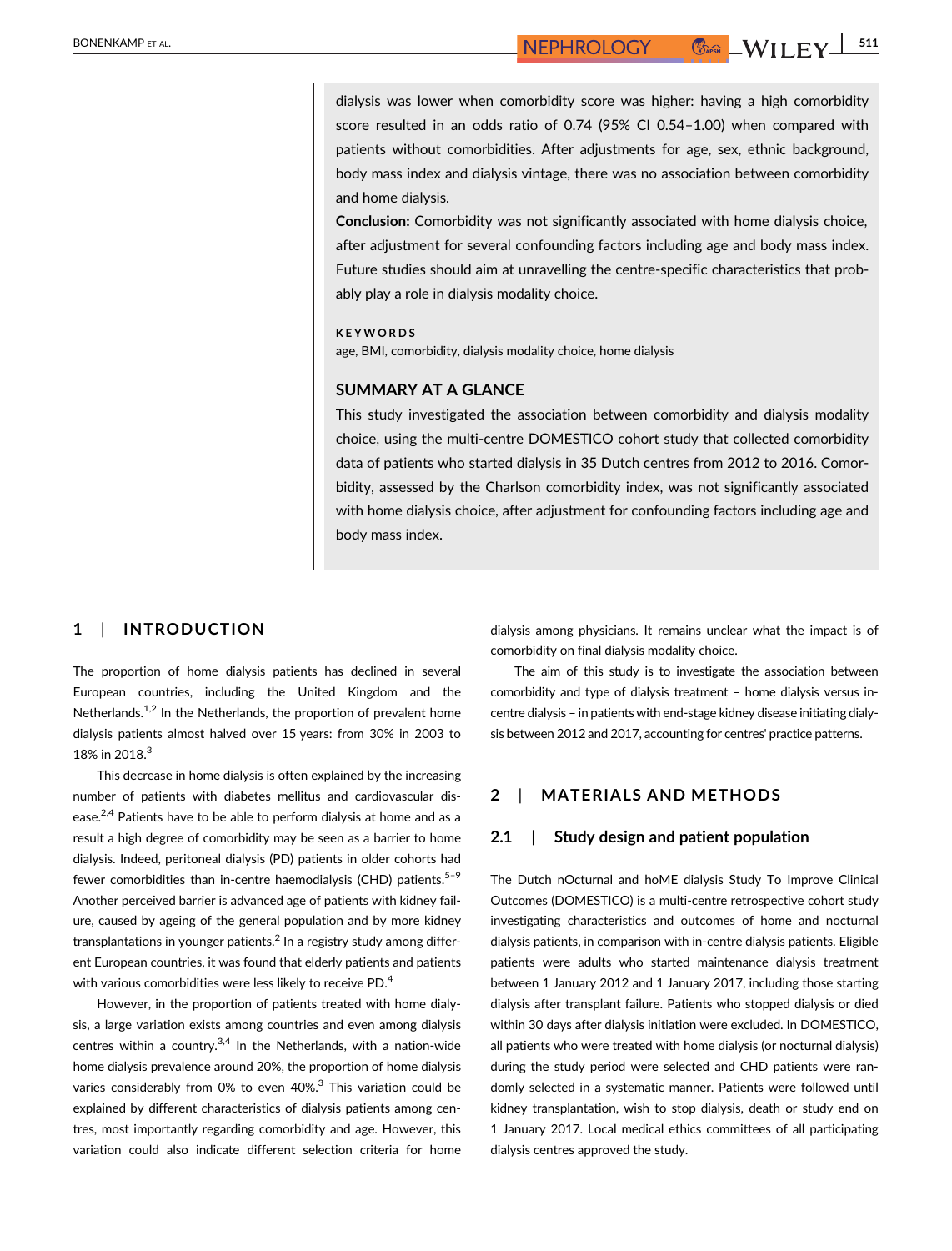dialysis was lower when comorbidity score was higher: having a high comorbidity score resulted in an odds ratio of 0.74 (95% CI 0.54–1.00) when compared with patients without comorbidities. After adjustments for age, sex, ethnic background, body mass index and dialysis vintage, there was no association between comorbidity and home dialysis.

**Conclusion:** Comorbidity was not significantly associated with home dialysis choice, after adjustment for several confounding factors including age and body mass index. Future studies should aim at unravelling the centre-specific characteristics that probably play a role in dialysis modality choice.

**KEYWORDS**

age, BMI, comorbidity, dialysis modality choice, home dialysis

### SUMMARY AT A GLANCE

This study investigated the association between comorbidity and dialysis modality choice, using the multi-centre DOMESTICO cohort study that collected comorbidity data of patients who started dialysis in 35 Dutch centres from 2012 to 2016. Comorbidity, assessed by the Charlson comorbidity index, was not significantly associated with home dialysis choice, after adjustment for confounding factors including age and body mass index.

## 1 | INTRODUCTION

The proportion of home dialysis patients has declined in several European countries, including the United Kingdom and the Netherlands.[1,2] In the Netherlands, the proportion of prevalent home dialysis patients almost halved over 15 years: from 30% in 2003 to 18% in 2018.[3]

This decrease in home dialysis is often explained by the increasing number of patients with diabetes mellitus and cardiovascular disease.[2,4] Patients have to be able to perform dialysis at home and as a result a high degree of comorbidity may be seen as a barrier to home dialysis. Indeed, peritoneal dialysis (PD) patients in older cohorts had fewer comorbidities than in-centre haemodialysis (CHD) patients.[5–9] Another perceived barrier is advanced age of patients with kidney failure, caused by ageing of the general population and by more kidney transplantations in younger patients.[2] In a registry study among different European countries, it was found that elderly patients and patients with various comorbidities were less likely to receive PD.[4]

However, in the proportion of patients treated with home dialysis, a large variation exists among countries and even among dialysis centres within a country.[3,4] In the Netherlands, with a nation-wide home dialysis prevalence around 20%, the proportion of home dialysis varies considerably from 0% to even 40%.[3] This variation could be explained by different characteristics of dialysis patients among centres, most importantly regarding comorbidity and age. However, this variation could also indicate different selection criteria for home dialysis among physicians. It remains unclear what the impact is of comorbidity on final dialysis modality choice.

The aim of this study is to investigate the association between comorbidity and type of dialysis treatment – home dialysis versus in-centre dialysis – in patients with end-stage kidney disease initiating dialysis between 2012 and 2017, accounting for centres' practice patterns.

## 2 | MATERIALS AND METHODS

### 2.1 | Study design and patient population

The Dutch nOcturnal and hoME dialysis Study To Improve Clinical Outcomes (DOMESTICO) is a multi-centre retrospective cohort study investigating characteristics and outcomes of home and nocturnal dialysis patients, in comparison with in-centre dialysis patients. Eligible patients were adults who started maintenance dialysis treatment between 1 January 2012 and 1 January 2017, including those starting dialysis after transplant failure. Patients who stopped dialysis or died within 30 days after dialysis initiation were excluded. In DOMESTICO, all patients who were treated with home dialysis (or nocturnal dialysis) during the study period were selected and CHD patients were randomly selected in a systematic manner. Patients were followed until kidney transplantation, wish to stop dialysis, death or study end on 1 January 2017. Local medical ethics committees of all participating dialysis centres approved the study.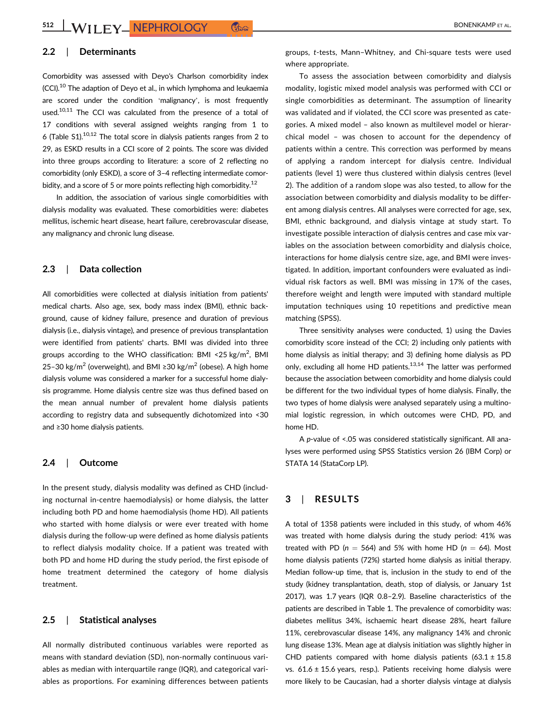## 2.2 | Determinants

Comorbidity was assessed with Deyo's Charlson comorbidity index (CCI).[10] The adaption of Deyo et al., in which lymphoma and leukaemia are scored under the condition 'malignancy', is most frequently used.[10,11] The CCI was calculated from the presence of a total of 17 conditions with several assigned weights ranging from 1 to 6 (Table S1).[10,12] The total score in dialysis patients ranges from 2 to 29, as ESKD results in a CCI score of 2 points. The score was divided into three groups according to literature: a score of 2 reflecting no comorbidity (only ESKD), a score of 3–4 reflecting intermediate comorbidity, and a score of 5 or more points reflecting high comorbidity.[12]

In addition, the association of various single comorbidities with dialysis modality was evaluated. These comorbidities were: diabetes mellitus, ischemic heart disease, heart failure, cerebrovascular disease, any malignancy and chronic lung disease.

## 2.3 | Data collection

All comorbidities were collected at dialysis initiation from patients' medical charts. Also age, sex, body mass index (BMI), ethnic background, cause of kidney failure, presence and duration of previous dialysis (i.e., dialysis vintage), and presence of previous transplantation were identified from patients' charts. BMI was divided into three groups according to the WHO classification: BMI <25 kg/m$^2$, BMI 25–30 kg/m$^2$ (overweight), and BMI ≥30 kg/m$^2$ (obese). A high home dialysis volume was considered a marker for a successful home dialysis programme. Home dialysis centre size was thus defined based on the mean annual number of prevalent home dialysis patients according to registry data and subsequently dichotomized into <30 and ≥30 home dialysis patients.

## 2.4 | Outcome

In the present study, dialysis modality was defined as CHD (including nocturnal in-centre haemodialysis) or home dialysis, the latter including both PD and home haemodialysis (home HD). All patients who started with home dialysis or were ever treated with home dialysis during the follow-up were defined as home dialysis patients to reflect dialysis modality choice. If a patient was treated with both PD and home HD during the study period, the first episode of home treatment determined the category of home dialysis treatment.

## 2.5 | Statistical analyses

All normally distributed continuous variables were reported as means with standard deviation (SD), non-normally continuous variables as median with interquartile range (IQR), and categorical variables as proportions. For examining differences between patients groups, *t*-tests, Mann–Whitney, and Chi-square tests were used where appropriate.

To assess the association between comorbidity and dialysis modality, logistic mixed model analysis was performed with CCI or single comorbidities as determinant. The assumption of linearity was validated and if violated, the CCI score was presented as categories. A mixed model – also known as multilevel model or hierarchical model – was chosen to account for the dependency of patients within a centre. This correction was performed by means of applying a random intercept for dialysis centre. Individual patients (level 1) were thus clustered within dialysis centres (level 2). The addition of a random slope was also tested, to allow for the association between comorbidity and dialysis modality to be different among dialysis centres. All analyses were corrected for age, sex, BMI, ethnic background, and dialysis vintage at study start. To investigate possible interaction of dialysis centres and case mix variables on the association between comorbidity and dialysis choice, interactions for home dialysis centre size, age, and BMI were investigated. In addition, important confounders were evaluated as individual risk factors as well. BMI was missing in 17% of the cases, therefore weight and length were imputed with standard multiple imputation techniques using 10 repetitions and predictive mean matching (SPSS).

Three sensitivity analyses were conducted, 1) using the Davies comorbidity score instead of the CCI; 2) including only patients with home dialysis as initial therapy; and 3) defining home dialysis as PD only, excluding all home HD patients.[13,14] The latter was performed because the association between comorbidity and home dialysis could be different for the two individual types of home dialysis. Finally, the two types of home dialysis were analysed separately using a multinomial logistic regression, in which outcomes were CHD, PD, and home HD.

A *p*-value of <.05 was considered statistically significant. All analyses were performed using SPSS Statistics version 26 (IBM Corp) or STATA 14 (StataCorp LP).

# 3 | RESULTS

A total of 1358 patients were included in this study, of whom 46% was treated with home dialysis during the study period: 41% was treated with PD ($n$ = 564) and 5% with home HD ($n$ = 64). Most home dialysis patients (72%) started home dialysis as initial therapy. Median follow-up time, that is, inclusion in the study to end of the study (kidney transplantation, death, stop of dialysis, or January 1st 2017), was 1.7 years (IQR 0.8–2.9). Baseline characteristics of the patients are described in Table 1. The prevalence of comorbidity was: diabetes mellitus 34%, ischaemic heart disease 28%, heart failure 11%, cerebrovascular disease 14%, any malignancy 14% and chronic lung disease 13%. Mean age at dialysis initiation was slightly higher in CHD patients compared with home dialysis patients (63.1 ± 15.8 vs. 61.6 ± 15.6 years, resp.). Patients receiving home dialysis were more likely to be Caucasian, had a shorter dialysis vintage at dialysis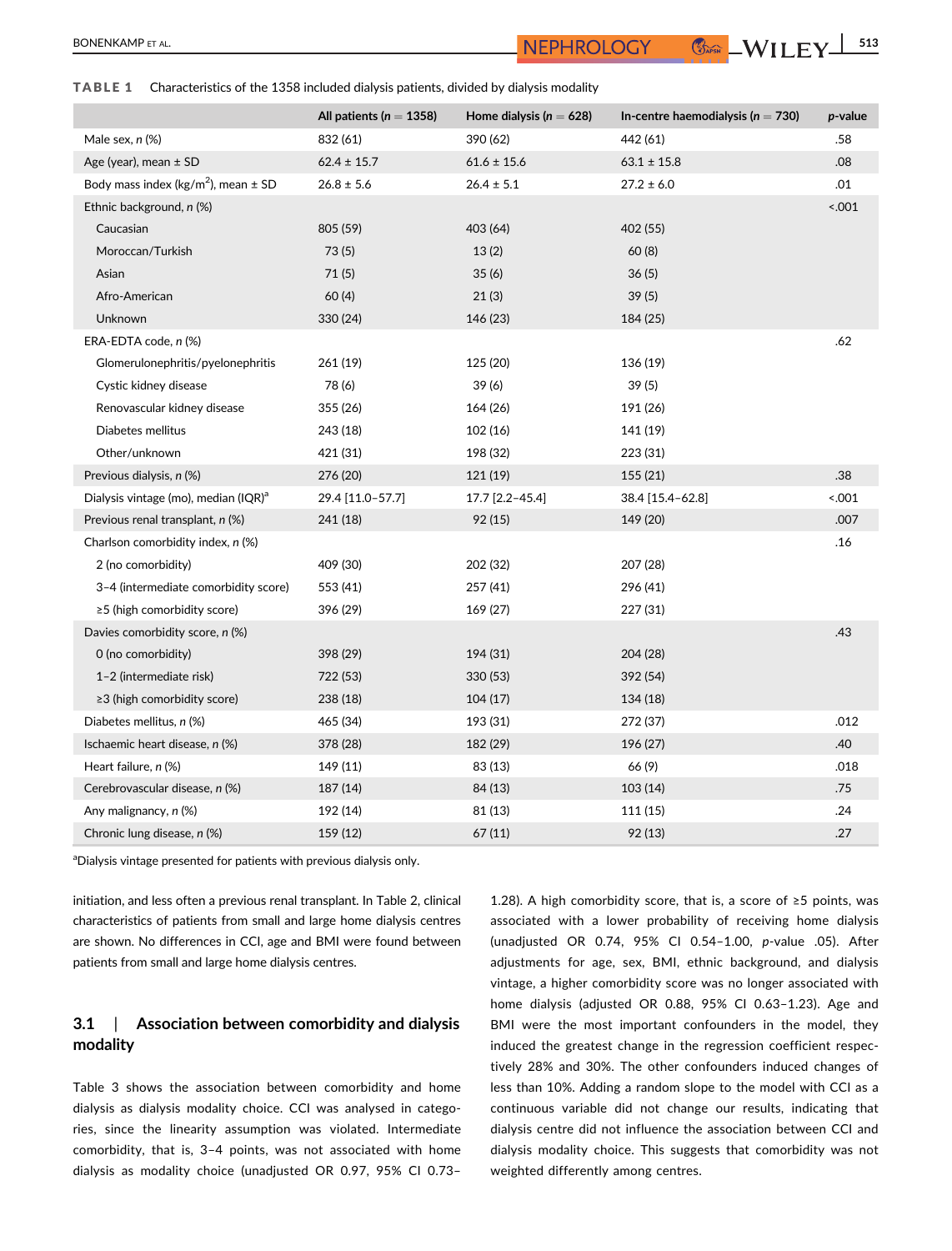**TABLE 1** Characteristics of the 1358 included dialysis patients, divided by dialysis modality

| | All patients ($n$ = 1358) | Home dialysis ($n$ = 628) | In-centre haemodialysis ($n$ = 730) | $p$-value |
|---|---|---|---|---|
| Male sex, $n$ (%) | 832 (61) | 390 (62) | 442 (61) | .58 |
| Age (year), mean ± SD | 62.4 ± 15.7 | 61.6 ± 15.6 | 63.1 ± 15.8 | .08 |
| Body mass index (kg/m$^2$), mean ± SD | 26.8 ± 5.6 | 26.4 ± 5.1 | 27.2 ± 6.0 | .01 |
| Ethnic background, $n$ (%) | | | | <.001 |
| Caucasian | 805 (59) | 403 (64) | 402 (55) | |
| Moroccan/Turkish | 73 (5) | 13 (2) | 60 (8) | |
| Asian | 71 (5) | 35 (6) | 36 (5) | |
| Afro-American | 60 (4) | 21 (3) | 39 (5) | |
| Unknown | 330 (24) | 146 (23) | 184 (25) | |
| ERA-EDTA code, $n$ (%) | | | | .62 |
| Glomerulonephritis/pyelonephritis | 261 (19) | 125 (20) | 136 (19) | |
| Cystic kidney disease | 78 (6) | 39 (6) | 39 (5) | |
| Renovascular kidney disease | 355 (26) | 164 (26) | 191 (26) | |
| Diabetes mellitus | 243 (18) | 102 (16) | 141 (19) | |
| Other/unknown | 421 (31) | 198 (32) | 223 (31) | |
| Previous dialysis, $n$ (%) | 276 (20) | 121 (19) | 155 (21) | .38 |
| Dialysis vintage (mo), median (IQR)[a] | 29.4 [11.0–57.7] | 17.7 [2.2–45.4] | 38.4 [15.4–62.8] | <.001 |
| Previous renal transplant, $n$ (%) | 241 (18) | 92 (15) | 149 (20) | .007 |
| Charlson comorbidity index, $n$ (%) | | | | .16 |
| 2 (no comorbidity) | 409 (30) | 202 (32) | 207 (28) | |
| 3–4 (intermediate comorbidity score) | 553 (41) | 257 (41) | 296 (41) | |
| ≥5 (high comorbidity score) | 396 (29) | 169 (27) | 227 (31) | |
| Davies comorbidity score, $n$ (%) | | | | .43 |
| 0 (no comorbidity) | 398 (29) | 194 (31) | 204 (28) | |
| 1–2 (intermediate risk) | 722 (53) | 330 (53) | 392 (54) | |
| ≥3 (high comorbidity score) | 238 (18) | 104 (17) | 134 (18) | |
| Diabetes mellitus, $n$ (%) | 465 (34) | 193 (31) | 272 (37) | .012 |
| Ischaemic heart disease, $n$ (%) | 378 (28) | 182 (29) | 196 (27) | .40 |
| Heart failure, $n$ (%) | 149 (11) | 83 (13) | 66 (9) | .018 |
| Cerebrovascular disease, $n$ (%) | 187 (14) | 84 (13) | 103 (14) | .75 |
| Any malignancy, $n$ (%) | 192 (14) | 81 (13) | 111 (15) | .24 |
| Chronic lung disease, $n$ (%) | 159 (12) | 67 (11) | 92 (13) | .27 |

[a]Dialysis vintage presented for patients with previous dialysis only.

initiation, and less often a previous renal transplant. In Table 2, clinical characteristics of patients from small and large home dialysis centres are shown. No differences in CCI, age and BMI were found between patients from small and large home dialysis centres.

### 3.1 | Association between comorbidity and dialysis modality

Table 3 shows the association between comorbidity and home dialysis as dialysis modality choice. CCI was analysed in categories, since the linearity assumption was violated. Intermediate comorbidity, that is, 3–4 points, was not associated with home dialysis as modality choice (unadjusted OR 0.97, 95% CI 0.73–1.28). A high comorbidity score, that is, a score of ≥5 points, was associated with a lower probability of receiving home dialysis (unadjusted OR 0.74, 95% CI 0.54–1.00, $p$-value .05). After adjustments for age, sex, BMI, ethnic background, and dialysis vintage, a higher comorbidity score was no longer associated with home dialysis (adjusted OR 0.88, 95% CI 0.63–1.23). Age and BMI were the most important confounders in the model, they induced the greatest change in the regression coefficient respectively 28% and 30%. The other confounders induced changes of less than 10%. Adding a random slope to the model with CCI as a continuous variable did not change our results, indicating that dialysis centre did not influence the association between CCI and dialysis modality choice. This suggests that comorbidity was not weighted differently among centres.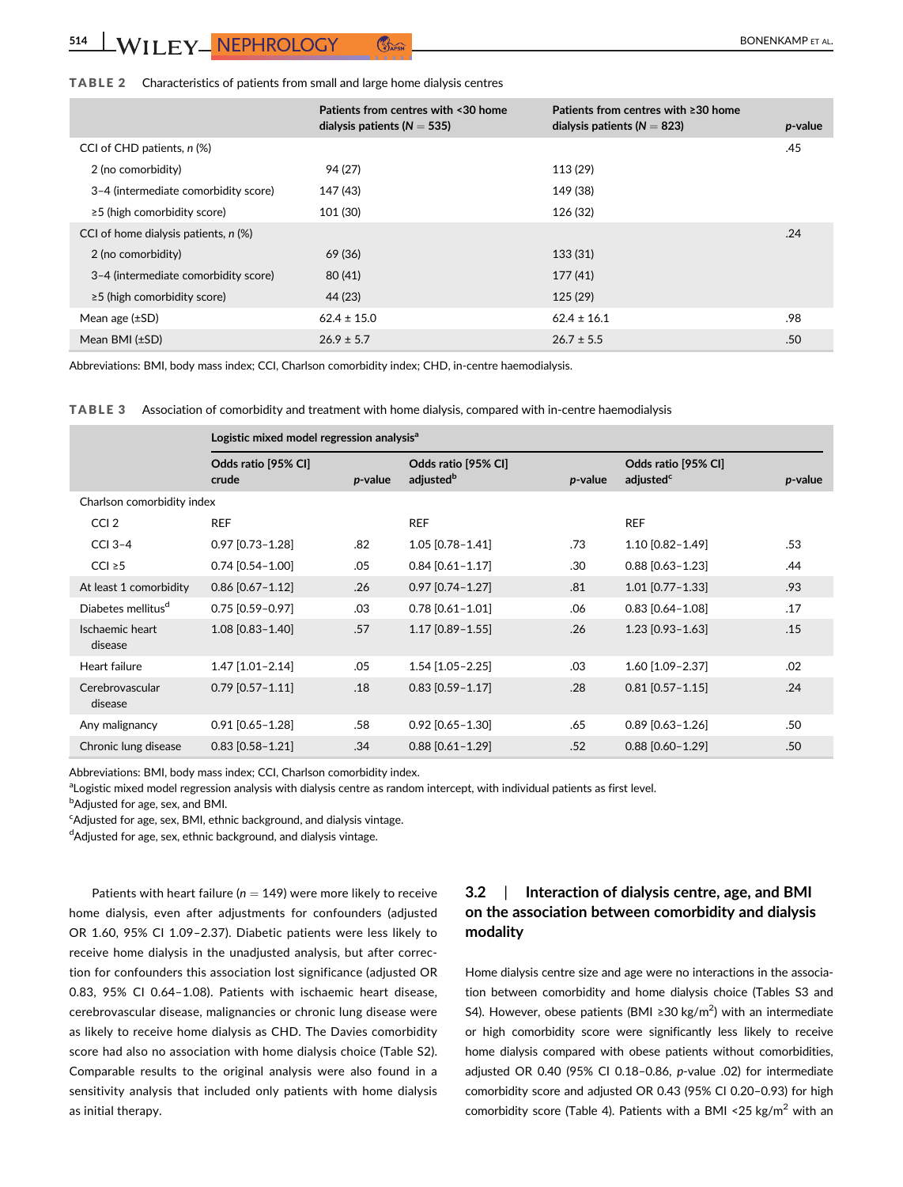**TABLE 2** Characteristics of patients from small and large home dialysis centres

| | Patients from centres with <30 home dialysis patients (N = 535) | Patients from centres with ≥30 home dialysis patients (N = 823) | p-value |
|---|---|---|---|
| CCI of CHD patients, n (%) | | | .45 |
| 2 (no comorbidity) | 94 (27) | 113 (29) | |
| 3–4 (intermediate comorbidity score) | 147 (43) | 149 (38) | |
| ≥5 (high comorbidity score) | 101 (30) | 126 (32) | |
| CCI of home dialysis patients, n (%) | | | .24 |
| 2 (no comorbidity) | 69 (36) | 133 (31) | |
| 3–4 (intermediate comorbidity score) | 80 (41) | 177 (41) | |
| ≥5 (high comorbidity score) | 44 (23) | 125 (29) | |
| Mean age (±SD) | 62.4 ± 15.0 | 62.4 ± 16.1 | .98 |
| Mean BMI (±SD) | 26.9 ± 5.7 | 26.7 ± 5.5 | .50 |

Abbreviations: BMI, body mass index; CCI, Charlson comorbidity index; CHD, in-centre haemodialysis.

**TABLE 3** Association of comorbidity and treatment with home dialysis, compared with in-centre haemodialysis

| | Logistic mixed model regression analysis[a] | | | | | |
|---|---|---|---|---|---|---|
| | Odds ratio [95% CI] crude | p-value | Odds ratio [95% CI] adjusted[b] | p-value | Odds ratio [95% CI] adjusted[c] | p-value |
| Charlson comorbidity index | | | | | | |
| CCI 2 | REF | | REF | | REF | |
| CCI 3–4 | 0.97 [0.73–1.28] | .82 | 1.05 [0.78–1.41] | .73 | 1.10 [0.82–1.49] | .53 |
| CCI ≥5 | 0.74 [0.54–1.00] | .05 | 0.84 [0.61–1.17] | .30 | 0.88 [0.63–1.23] | .44 |
| At least 1 comorbidity | 0.86 [0.67–1.12] | .26 | 0.97 [0.74–1.27] | .81 | 1.01 [0.77–1.33] | .93 |
| Diabetes mellitus[d] | 0.75 [0.59–0.97] | .03 | 0.78 [0.61–1.01] | .06 | 0.83 [0.64–1.08] | .17 |
| Ischaemic heart disease | 1.08 [0.83–1.40] | .57 | 1.17 [0.89–1.55] | .26 | 1.23 [0.93–1.63] | .15 |
| Heart failure | 1.47 [1.01–2.14] | .05 | 1.54 [1.05–2.25] | .03 | 1.60 [1.09–2.37] | .02 |
| Cerebrovascular disease | 0.79 [0.57–1.11] | .18 | 0.83 [0.59–1.17] | .28 | 0.81 [0.57–1.15] | .24 |
| Any malignancy | 0.91 [0.65–1.28] | .58 | 0.92 [0.65–1.30] | .65 | 0.89 [0.63–1.26] | .50 |
| Chronic lung disease | 0.83 [0.58–1.21] | .34 | 0.88 [0.61–1.29] | .52 | 0.88 [0.60–1.29] | .50 |

Abbreviations: BMI, body mass index; CCI, Charlson comorbidity index.
[a]Logistic mixed model regression analysis with dialysis centre as random intercept, with individual patients as first level.
[b]Adjusted for age, sex, and BMI.
[c]Adjusted for age, sex, BMI, ethnic background, and dialysis vintage.
[d]Adjusted for age, sex, ethnic background, and dialysis vintage.

Patients with heart failure ($n = 149$) were more likely to receive home dialysis, even after adjustments for confounders (adjusted OR 1.60, 95% CI 1.09–2.37). Diabetic patients were less likely to receive home dialysis in the unadjusted analysis, but after correction for confounders this association lost significance (adjusted OR 0.83, 95% CI 0.64–1.08). Patients with ischaemic heart disease, cerebrovascular disease, malignancies or chronic lung disease were as likely to receive home dialysis as CHD. The Davies comorbidity score had also no association with home dialysis choice (Table S2). Comparable results to the original analysis were also found in a sensitivity analysis that included only patients with home dialysis as initial therapy.

### 3.2 | Interaction of dialysis centre, age, and BMI on the association between comorbidity and dialysis modality

Home dialysis centre size and age were no interactions in the association between comorbidity and home dialysis choice (Tables S3 and S4). However, obese patients (BMI ≥30 kg/m$^2$) with an intermediate or high comorbidity score were significantly less likely to receive home dialysis compared with obese patients without comorbidities, adjusted OR 0.40 (95% CI 0.18–0.86, p-value .02) for intermediate comorbidity score and adjusted OR 0.43 (95% CI 0.20–0.93) for high comorbidity score (Table 4). Patients with a BMI <25 kg/m$^2$ with an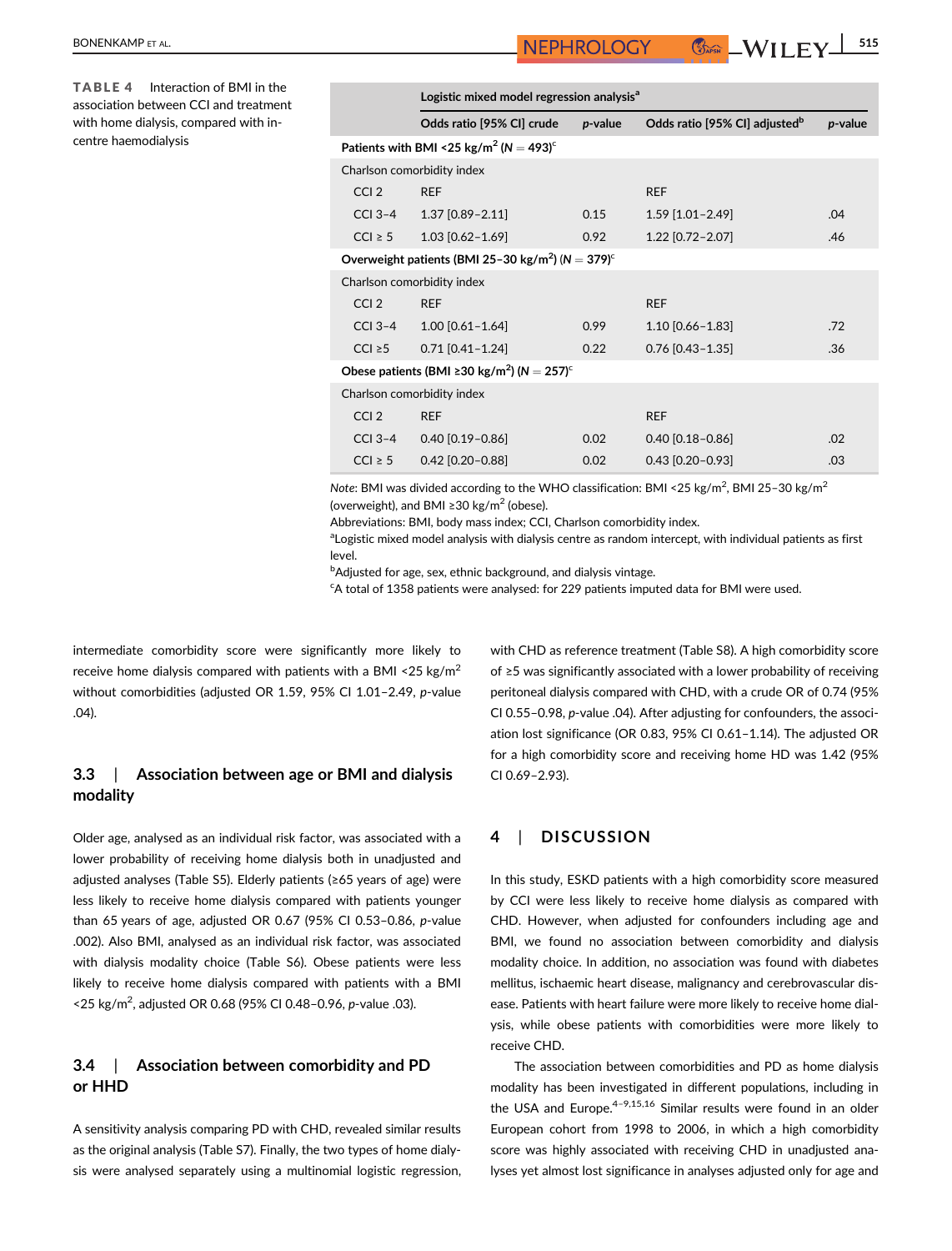**TABLE 4** Interaction of BMI in the association between CCI and treatment with home dialysis, compared with in-centre haemodialysis

| | Logistic mixed model regression analysis[a] | | | |
|---|---|---|---|---|
| | Odds ratio [95% CI] crude | *p*-value | Odds ratio [95% CI] adjusted[b] | *p*-value |
| **Patients with BMI <25 kg/m$^2$ (N = 493)[c]** | | | | |
| Charlson comorbidity index | | | | |
| CCI 2 | REF | | REF | |
| CCI 3–4 | 1.37 [0.89–2.11] | 0.15 | 1.59 [1.01–2.49] | .04 |
| CCI ≥ 5 | 1.03 [0.62–1.69] | 0.92 | 1.22 [0.72–2.07] | .46 |
| **Overweight patients (BMI 25–30 kg/m$^2$) (N = 379)[c]** | | | | |
| Charlson comorbidity index | | | | |
| CCI 2 | REF | | REF | |
| CCI 3–4 | 1.00 [0.61–1.64] | 0.99 | 1.10 [0.66–1.83] | .72 |
| CCI ≥5 | 0.71 [0.41–1.24] | 0.22 | 0.76 [0.43–1.35] | .36 |
| **Obese patients (BMI ≥30 kg/m$^2$) (N = 257)[c]** | | | | |
| Charlson comorbidity index | | | | |
| CCI 2 | REF | | REF | |
| CCI 3–4 | 0.40 [0.19–0.86] | 0.02 | 0.40 [0.18–0.86] | .02 |
| CCI ≥ 5 | 0.42 [0.20–0.88] | 0.02 | 0.43 [0.20–0.93] | .03 |

*Note*: BMI was divided according to the WHO classification: BMI <25 kg/m$^2$, BMI 25–30 kg/m$^2$ (overweight), and BMI ≥30 kg/m$^2$ (obese).

Abbreviations: BMI, body mass index; CCI, Charlson comorbidity index.

[a]Logistic mixed model analysis with dialysis centre as random intercept, with individual patients as first level.

[b]Adjusted for age, sex, ethnic background, and dialysis vintage.

[c]A total of 1358 patients were analysed: for 229 patients imputed data for BMI were used.

intermediate comorbidity score were significantly more likely to receive home dialysis compared with patients with a BMI <25 kg/m$^2$ without comorbidities (adjusted OR 1.59, 95% CI 1.01–2.49, *p*-value .04).

### 3.3 | Association between age or BMI and dialysis modality

Older age, analysed as an individual risk factor, was associated with a lower probability of receiving home dialysis both in unadjusted and adjusted analyses (Table S5). Elderly patients (≥65 years of age) were less likely to receive home dialysis compared with patients younger than 65 years of age, adjusted OR 0.67 (95% CI 0.53–0.86, *p*-value .002). Also BMI, analysed as an individual risk factor, was associated with dialysis modality choice (Table S6). Obese patients were less likely to receive home dialysis compared with patients with a BMI <25 kg/m$^2$, adjusted OR 0.68 (95% CI 0.48–0.96, *p*-value .03).

### 3.4 | Association between comorbidity and PD or HHD

A sensitivity analysis comparing PD with CHD, revealed similar results as the original analysis (Table S7). Finally, the two types of home dialysis were analysed separately using a multinomial logistic regression, with CHD as reference treatment (Table S8). A high comorbidity score of ≥5 was significantly associated with a lower probability of receiving peritoneal dialysis compared with CHD, with a crude OR of 0.74 (95% CI 0.55–0.98, *p*-value .04). After adjusting for confounders, the association lost significance (OR 0.83, 95% CI 0.61–1.14). The adjusted OR for a high comorbidity score and receiving home HD was 1.42 (95% CI 0.69–2.93).

## 4 | DISCUSSION

In this study, ESKD patients with a high comorbidity score measured by CCI were less likely to receive home dialysis as compared with CHD. However, when adjusted for confounders including age and BMI, we found no association between comorbidity and dialysis modality choice. In addition, no association was found with diabetes mellitus, ischaemic heart disease, malignancy and cerebrovascular disease. Patients with heart failure were more likely to receive home dialysis, while obese patients with comorbidities were more likely to receive CHD.

The association between comorbidities and PD as home dialysis modality has been investigated in different populations, including in the USA and Europe.[4–9,15,16] Similar results were found in an older European cohort from 1998 to 2006, in which a high comorbidity score was highly associated with receiving CHD in unadjusted analyses yet almost lost significance in analyses adjusted only for age and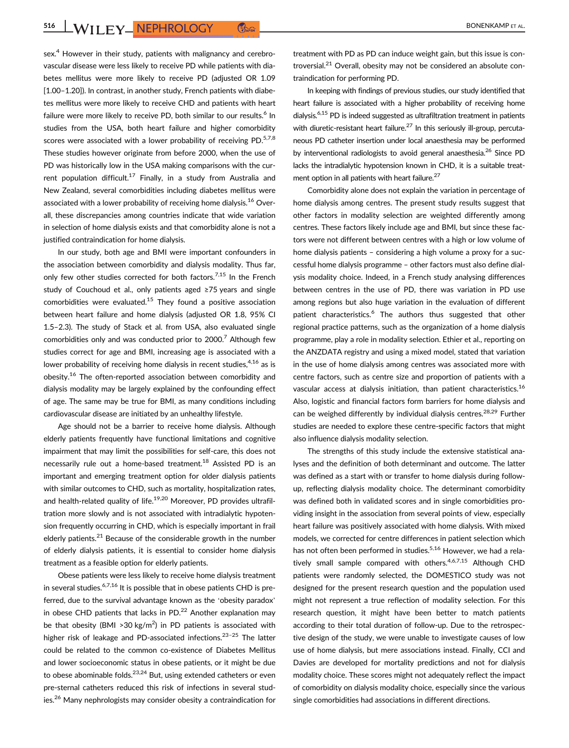sex.[4] However in their study, patients with malignancy and cerebrovascular disease were less likely to receive PD while patients with diabetes mellitus were more likely to receive PD (adjusted OR 1.09 [1.00–1.20]). In contrast, in another study, French patients with diabetes mellitus were more likely to receive CHD and patients with heart failure were more likely to receive PD, both similar to our results.[6] In studies from the USA, both heart failure and higher comorbidity scores were associated with a lower probability of receiving PD.[5,7,8] These studies however originate from before 2000, when the use of PD was historically low in the USA making comparisons with the current population difficult.[17] Finally, in a study from Australia and New Zealand, several comorbidities including diabetes mellitus were associated with a lower probability of receiving home dialysis.[16] Overall, these discrepancies among countries indicate that wide variation in selection of home dialysis exists and that comorbidity alone is not a justified contraindication for home dialysis.

In our study, both age and BMI were important confounders in the association between comorbidity and dialysis modality. Thus far, only few other studies corrected for both factors.[7,15] In the French study of Couchoud et al., only patients aged ≥75 years and single comorbidities were evaluated.[15] They found a positive association between heart failure and home dialysis (adjusted OR 1.8, 95% CI 1.5–2.3). The study of Stack et al. from USA, also evaluated single comorbidities only and was conducted prior to 2000.[7] Although few studies correct for age and BMI, increasing age is associated with a lower probability of receiving home dialysis in recent studies,[4,16] as is obesity.[16] The often-reported association between comorbidity and dialysis modality may be largely explained by the confounding effect of age. The same may be true for BMI, as many conditions including cardiovascular disease are initiated by an unhealthy lifestyle.

Age should not be a barrier to receive home dialysis. Although elderly patients frequently have functional limitations and cognitive impairment that may limit the possibilities for self-care, this does not necessarily rule out a home-based treatment.[18] Assisted PD is an important and emerging treatment option for older dialysis patients with similar outcomes to CHD, such as mortality, hospitalization rates, and health-related quality of life.[19,20] Moreover, PD provides ultrafiltration more slowly and is not associated with intradialytic hypotension frequently occurring in CHD, which is especially important in frail elderly patients.[21] Because of the considerable growth in the number of elderly dialysis patients, it is essential to consider home dialysis treatment as a feasible option for elderly patients.

Obese patients were less likely to receive home dialysis treatment in several studies.[6,7,16] It is possible that in obese patients CHD is preferred, due to the survival advantage known as the 'obesity paradox' in obese CHD patients that lacks in PD.[22] Another explanation may be that obesity (BMI >30 kg/m$^2$) in PD patients is associated with higher risk of leakage and PD-associated infections.[23–25] The latter could be related to the common co-existence of Diabetes Mellitus and lower socioeconomic status in obese patients, or it might be due to obese abominable folds.[23,24] But, using extended catheters or even pre-sternal catheters reduced this risk of infections in several studies.[26] Many nephrologists may consider obesity a contraindication for treatment with PD as PD can induce weight gain, but this issue is controversial.[21] Overall, obesity may not be considered an absolute contraindication for performing PD.

In keeping with findings of previous studies, our study identified that heart failure is associated with a higher probability of receiving home dialysis.[6,15] PD is indeed suggested as ultrafiltration treatment in patients with diuretic-resistant heart failure.[27] In this seriously ill-group, percutaneous PD catheter insertion under local anaesthesia may be performed by interventional radiologists to avoid general anaesthesia.[26] Since PD lacks the intradialytic hypotension known in CHD, it is a suitable treatment option in all patients with heart failure.[27]

Comorbidity alone does not explain the variation in percentage of home dialysis among centres. The present study results suggest that other factors in modality selection are weighted differently among centres. These factors likely include age and BMI, but since these factors were not different between centres with a high or low volume of home dialysis patients – considering a high volume a proxy for a successful home dialysis programme – other factors must also define dialysis modality choice. Indeed, in a French study analysing differences between centres in the use of PD, there was variation in PD use among regions but also huge variation in the evaluation of different patient characteristics.[6] The authors thus suggested that other regional practice patterns, such as the organization of a home dialysis programme, play a role in modality selection. Ethier et al., reporting on the ANZDATA registry and using a mixed model, stated that variation in the use of home dialysis among centres was associated more with centre factors, such as centre size and proportion of patients with a vascular access at dialysis initiation, than patient characteristics.[16] Also, logistic and financial factors form barriers for home dialysis and can be weighed differently by individual dialysis centres.[28,29] Further studies are needed to explore these centre-specific factors that might also influence dialysis modality selection.

The strengths of this study include the extensive statistical analyses and the definition of both determinant and outcome. The latter was defined as a start with or transfer to home dialysis during follow-up, reflecting dialysis modality choice. The determinant comorbidity was defined both in validated scores and in single comorbidities providing insight in the association from several points of view, especially heart failure was positively associated with home dialysis. With mixed models, we corrected for centre differences in patient selection which has not often been performed in studies.[5,16] However, we had a relatively small sample compared with others.[4,6,7,15] Although CHD patients were randomly selected, the DOMESTICO study was not designed for the present research question and the population used might not represent a true reflection of modality selection. For this research question, it might have been better to match patients according to their total duration of follow-up. Due to the retrospective design of the study, we were unable to investigate causes of low use of home dialysis, but mere associations instead. Finally, CCI and Davies are developed for mortality predictions and not for dialysis modality choice. These scores might not adequately reflect the impact of comorbidity on dialysis modality choice, especially since the various single comorbidities had associations in different directions.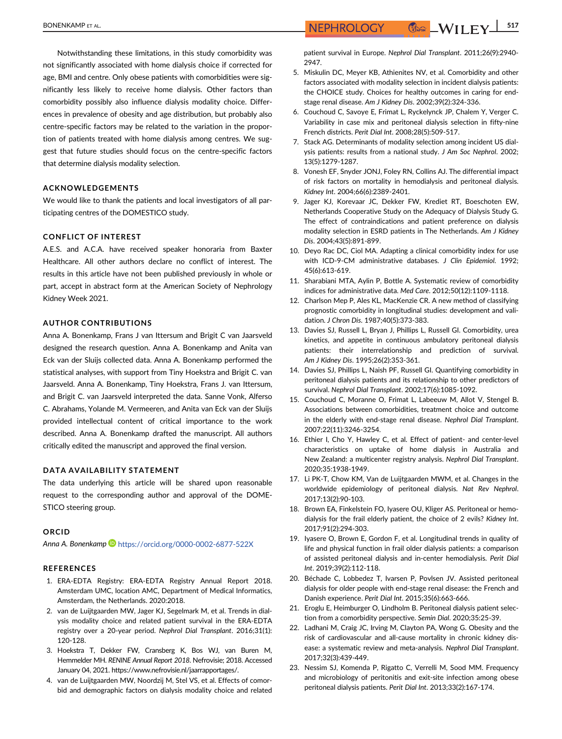Notwithstanding these limitations, in this study comorbidity was not significantly associated with home dialysis choice if corrected for age, BMI and centre. Only obese patients with comorbidities were significantly less likely to receive home dialysis. Other factors than comorbidity possibly also influence dialysis modality choice. Differences in prevalence of obesity and age distribution, but probably also centre-specific factors may be related to the variation in the proportion of patients treated with home dialysis among centres. We suggest that future studies should focus on the centre-specific factors that determine dialysis modality selection.

## ACKNOWLEDGEMENTS

We would like to thank the patients and local investigators of all participating centres of the DOMESTICO study.

## CONFLICT OF INTEREST

A.E.S. and A.C.A. have received speaker honoraria from Baxter Healthcare. All other authors declare no conflict of interest. The results in this article have not been published previously in whole or part, accept in abstract form at the American Society of Nephrology Kidney Week 2021.

## AUTHOR CONTRIBUTIONS

Anna A. Bonenkamp, Frans J van Ittersum and Brigit C van Jaarsveld designed the research question. Anna A. Bonenkamp and Anita van Eck van der Sluijs collected data. Anna A. Bonenkamp performed the statistical analyses, with support from Tiny Hoekstra and Brigit C. van Jaarsveld. Anna A. Bonenkamp, Tiny Hoekstra, Frans J. van Ittersum, and Brigit C. van Jaarsveld interpreted the data. Sanne Vonk, Alferso C. Abrahams, Yolande M. Vermeeren, and Anita van Eck van der Sluijs provided intellectual content of critical importance to the work described. Anna A. Bonenkamp drafted the manuscript. All authors critically edited the manuscript and approved the final version.

## DATA AVAILABILITY STATEMENT

The data underlying this article will be shared upon reasonable request to the corresponding author and approval of the DOMESTICO steering group.

## ORCID

*Anna A. Bonenkamp* https://orcid.org/0000-0002-6877-522X

## REFERENCES

1. ERA-EDTA Registry: ERA-EDTA Registry Annual Report 2018. Amsterdam UMC, location AMC, Department of Medical Informatics, Amsterdam, the Netherlands. 2020:2018.
2. van de Luijtgaarden MW, Jager KJ, Segelmark M, et al. Trends in dialysis modality choice and related patient survival in the ERA-EDTA registry over a 20-year period. *Nephrol Dial Transplant*. 2016;31(1):120-128.
3. Hoekstra T, Dekker FW, Cransberg K, Bos WJ, van Buren M, Hemmelder MH. *RENINE Annual Report 2018*. Nefrovisie; 2018. Accessed January 04, 2021. https://www.nefrovisie.nl/jaarrapportages/.
4. van de Luijtgaarden MW, Noordzij M, Stel VS, et al. Effects of comorbid and demographic factors on dialysis modality choice and related patient survival in Europe. *Nephrol Dial Transplant*. 2011;26(9):2940-2947.
5. Miskulin DC, Meyer KB, Athienites NV, et al. Comorbidity and other factors associated with modality selection in incident dialysis patients: the CHOICE study. Choices for healthy outcomes in caring for end-stage renal disease. *Am J Kidney Dis*. 2002;39(2):324-336.
6. Couchoud C, Savoye E, Frimat L, Ryckelynck JP, Chalem Y, Verger C. Variability in case mix and peritoneal dialysis selection in fifty-nine French districts. *Perit Dial Int*. 2008;28(5):509-517.
7. Stack AG. Determinants of modality selection among incident US dialysis patients: results from a national study. *J Am Soc Nephrol*. 2002;13(5):1279-1287.
8. Vonesh EF, Snyder JONJ, Foley RN, Collins AJ. The differential impact of risk factors on mortality in hemodialysis and peritoneal dialysis. *Kidney Int*. 2004;66(6):2389-2401.
9. Jager KJ, Korevaar JC, Dekker FW, Krediet RT, Boeschoten EW, Netherlands Cooperative Study on the Adequacy of Dialysis Study G. The effect of contraindications and patient preference on dialysis modality selection in ESRD patients in The Netherlands. *Am J Kidney Dis*. 2004;43(5):891-899.
10. Deyo Rac DC, Ciol MA. Adapting a clinical comorbidity index for use with ICD-9-CM administrative databases. *J Clin Epidemiol*. 1992;45(6):613-619.
11. Sharabiani MTA, Aylin P, Bottle A. Systematic review of comorbidity indices for administrative data. *Med Care*. 2012;50(12):1109-1118.
12. Charlson Mep P, Ales KL, MacKenzie CR. A new method of classifying prognostic comorbidity in longitudinal studies: development and validation. *J Chron Dis*. 1987;40(5):373-383.
13. Davies SJ, Russell L, Bryan J, Phillips L, Russell GI. Comorbidity, urea kinetics, and appetite in continuous ambulatory peritoneal dialysis patients: their interrelationship and prediction of survival. *Am J Kidney Dis*. 1995;26(2):353-361.
14. Davies SJ, Phillips L, Naish PF, Russell GI. Quantifying comorbidity in peritoneal dialysis patients and its relationship to other predictors of survival. *Nephrol Dial Transplant*. 2002;17(6):1085-1092.
15. Couchoud C, Moranne O, Frimat L, Labeeuw M, Allot V, Stengel B. Associations between comorbidities, treatment choice and outcome in the elderly with end-stage renal disease. *Nephrol Dial Transplant*. 2007;22(11):3246-3254.
16. Ethier I, Cho Y, Hawley C, et al. Effect of patient- and center-level characteristics on uptake of home dialysis in Australia and New Zealand: a multicenter registry analysis. *Nephrol Dial Transplant*. 2020;35:1938-1949.
17. Li PK-T, Chow KM, Van de Luijtgaarden MWM, et al. Changes in the worldwide epidemiology of peritoneal dialysis. *Nat Rev Nephrol*. 2017;13(2):90-103.
18. Brown EA, Finkelstein FO, Iyasere OU, Kliger AS. Peritoneal or hemodialysis for the frail elderly patient, the choice of 2 evils? *Kidney Int*. 2017;91(2):294-303.
19. Iyasere O, Brown E, Gordon F, et al. Longitudinal trends in quality of life and physical function in frail older dialysis patients: a comparison of assisted peritoneal dialysis and in-center hemodialysis. *Perit Dial Int*. 2019;39(2):112-118.
20. Béchade C, Lobbedez T, Ivarsen P, Povlsen JV. Assisted peritoneal dialysis for older people with end-stage renal disease: the French and Danish experience. *Perit Dial Int*. 2015;35(6):663-666.
21. Eroglu E, Heimburger O, Lindholm B. Peritoneal dialysis patient selection from a comorbidity perspective. *Semin Dial*. 2020;35:25-39.
22. Ladhani M, Craig JC, Irving M, Clayton PA, Wong G. Obesity and the risk of cardiovascular and all-cause mortality in chronic kidney disease: a systematic review and meta-analysis. *Nephrol Dial Transplant*. 2017;32(3):439-449.
23. Nessim SJ, Komenda P, Rigatto C, Verrelli M, Sood MM. Frequency and microbiology of peritonitis and exit-site infection among obese peritoneal dialysis patients. *Perit Dial Int*. 2013;33(2):167-174.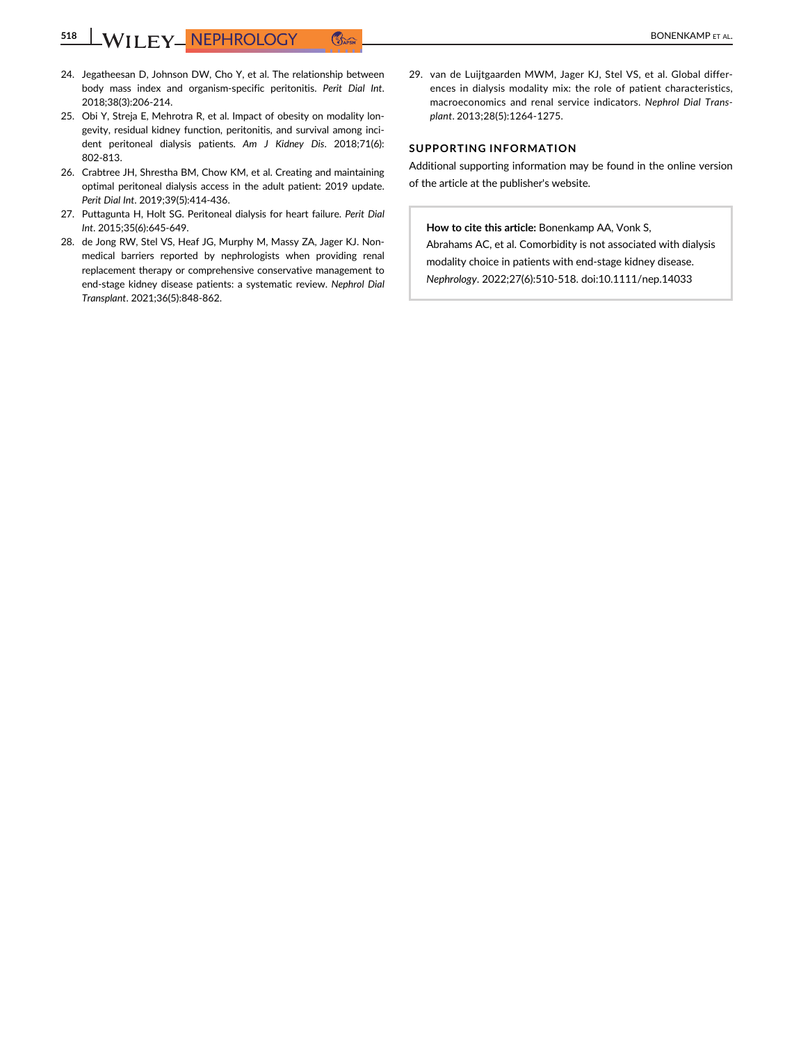24. Jegatheesan D, Johnson DW, Cho Y, et al. The relationship between body mass index and organism-specific peritonitis. *Perit Dial Int*. 2018;38(3):206-214.
25. Obi Y, Streja E, Mehrotra R, et al. Impact of obesity on modality longevity, residual kidney function, peritonitis, and survival among incident peritoneal dialysis patients. *Am J Kidney Dis*. 2018;71(6):802-813.
26. Crabtree JH, Shrestha BM, Chow KM, et al. Creating and maintaining optimal peritoneal dialysis access in the adult patient: 2019 update. *Perit Dial Int*. 2019;39(5):414-436.
27. Puttagunta H, Holt SG. Peritoneal dialysis for heart failure. *Perit Dial Int*. 2015;35(6):645-649.
28. de Jong RW, Stel VS, Heaf JG, Murphy M, Massy ZA, Jager KJ. Non-medical barriers reported by nephrologists when providing renal replacement therapy or comprehensive conservative management to end-stage kidney disease patients: a systematic review. *Nephrol Dial Transplant*. 2021;36(5):848-862.
29. van de Luijtgaarden MWM, Jager KJ, Stel VS, et al. Global differences in dialysis modality mix: the role of patient characteristics, macroeconomics and renal service indicators. *Nephrol Dial Transplant*. 2013;28(5):1264-1275.

## SUPPORTING INFORMATION

Additional supporting information may be found in the online version of the article at the publisher's website.

**How to cite this article:** Bonenkamp AA, Vonk S, Abrahams AC, et al. Comorbidity is not associated with dialysis modality choice in patients with end-stage kidney disease. *Nephrology*. 2022;27(6):510-518. doi:10.1111/nep.14033